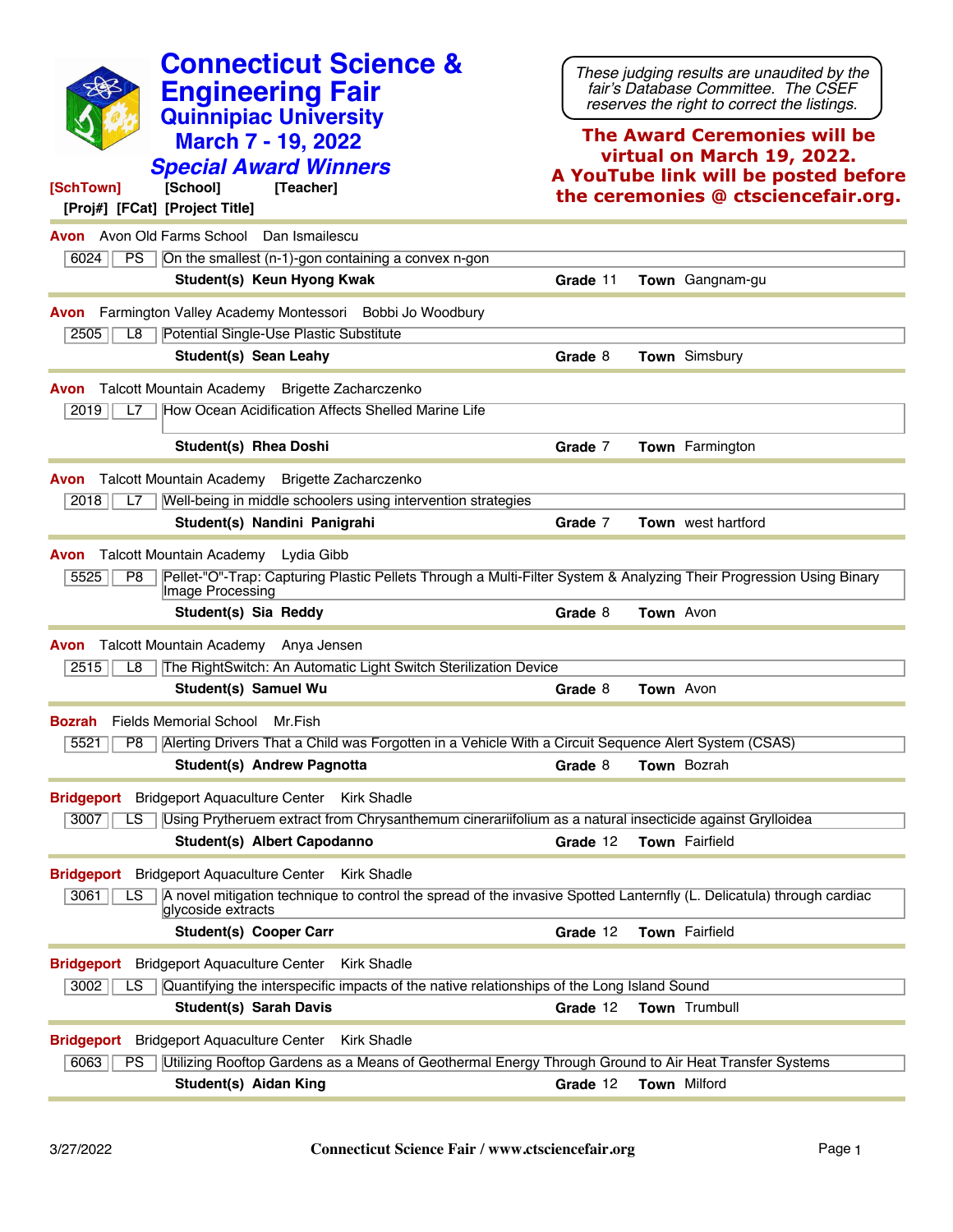# Connecticut Science & Engineering Fair
## Quinnipiac University
## March 7 - 19, 2022
## *Special Award Winners*

*These judging results are unaudited by the fair's Database Committee. The CSEF reserves the right to correct the listings.*

**The Award Ceremonies will be virtual on March 19, 2022. A YouTube link will be posted before the ceremonies @ ctsciencefair.org.**

**[SchTown] [School] [Teacher]**
**[Proj#] [FCat] [Project Title]**

---

**Avon** Avon Old Farms School Dan Ismailescu

| 6024 | PS | On the smallest (n-1)-gon containing a convex n-gon |
|---|---|---|

**Student(s) Keun Hyong Kwak** **Grade** 11 **Town** Gangnam-gu

---

**Avon** Farmington Valley Academy Montessori Bobbi Jo Woodbury

| 2505 | L8 | Potential Single-Use Plastic Substitute |
|---|---|---|

**Student(s) Sean Leahy** **Grade** 8 **Town** Simsbury

---

**Avon** Talcott Mountain Academy Brigette Zacharczenko

| 2019 | L7 | How Ocean Acidification Affects Shelled Marine Life |
|---|---|---|

**Student(s) Rhea Doshi** **Grade** 7 **Town** Farmington

---

**Avon** Talcott Mountain Academy Brigette Zacharczenko

| 2018 | L7 | Well-being in middle schoolers using intervention strategies |
|---|---|---|

**Student(s) Nandini Panigrahi** **Grade** 7 **Town** west hartford

---

**Avon** Talcott Mountain Academy Lydia Gibb

| 5525 | P8 | Pellet-"O"-Trap: Capturing Plastic Pellets Through a Multi-Filter System & Analyzing Their Progression Using Binary Image Processing |
|---|---|---|

**Student(s) Sia Reddy** **Grade** 8 **Town** Avon

---

**Avon** Talcott Mountain Academy Anya Jensen

| 2515 | L8 | The RightSwitch: An Automatic Light Switch Sterilization Device |
|---|---|---|

**Student(s) Samuel Wu** **Grade** 8 **Town** Avon

---

**Bozrah** Fields Memorial School Mr.Fish

| 5521 | P8 | Alerting Drivers That a Child was Forgotten in a Vehicle With a Circuit Sequence Alert System (CSAS) |
|---|---|---|

**Student(s) Andrew Pagnotta** **Grade** 8 **Town** Bozrah

---

**Bridgeport** Bridgeport Aquaculture Center Kirk Shadle

| 3007 | LS | Using Prytheruem extract from Chrysanthemum cinerariifolium as a natural insecticide against Grylloidea |
|---|---|---|

**Student(s) Albert Capodanno** **Grade** 12 **Town** Fairfield

---

**Bridgeport** Bridgeport Aquaculture Center Kirk Shadle

| 3061 | LS | A novel mitigation technique to control the spread of the invasive Spotted Lanternfly (L. Delicatula) through cardiac glycoside extracts |
|---|---|---|

**Student(s) Cooper Carr** **Grade** 12 **Town** Fairfield

---

**Bridgeport** Bridgeport Aquaculture Center Kirk Shadle

| 3002 | LS | Quantifying the interspecific impacts of the native relationships of the Long Island Sound |
|---|---|---|

**Student(s) Sarah Davis** **Grade** 12 **Town** Trumbull

---

**Bridgeport** Bridgeport Aquaculture Center Kirk Shadle

| 6063 | PS | Utilizing Rooftop Gardens as a Means of Geothermal Energy Through Ground to Air Heat Transfer Systems |
|---|---|---|

**Student(s) Aidan King** **Grade** 12 **Town** Milford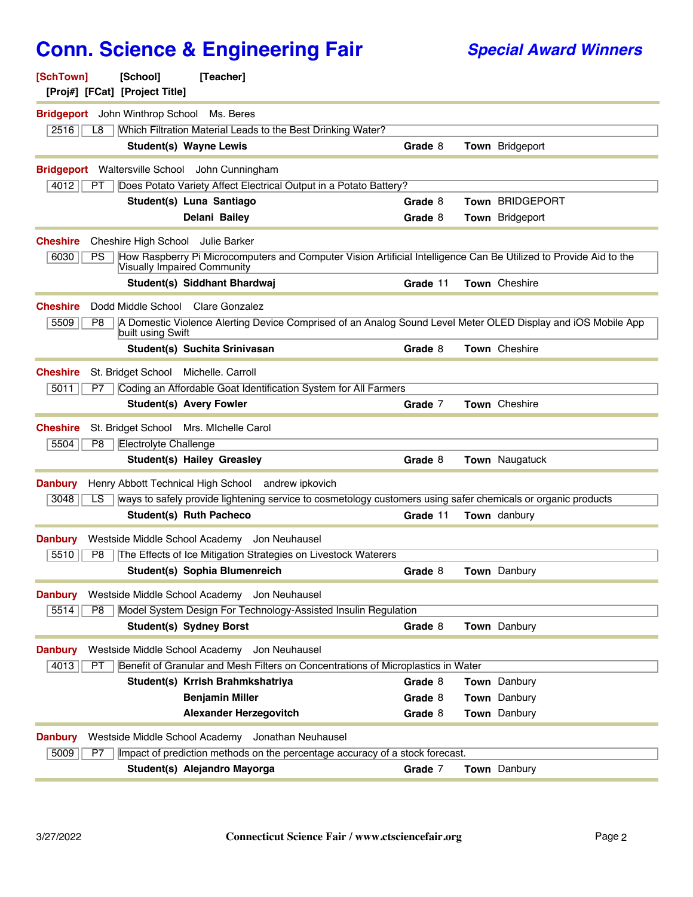# Conn. Science & Engineering Fair

## *Special Award Winners*

**[SchTown]** **[School]** **[Teacher]**
**[Proj#]** **[FCat]** **[Project Title]**

---

**Bridgeport** John Winthrop School Ms. Beres

| 2516 | L8 | Which Filtration Material Leads to the Best Drinking Water? |
|---|---|---|

**Student(s)** **Wayne Lewis** — **Grade** 8 — **Town** Bridgeport

---

**Bridgeport** Waltersville School John Cunningham

| 4012 | PT | Does Potato Variety Affect Electrical Output in a Potato Battery? |
|---|---|---|

**Student(s)** **Luna Santiago** — **Grade** 8 — **Town** BRIDGEPORT
**Delani Bailey** — **Grade** 8 — **Town** Bridgeport

---

**Cheshire** Cheshire High School Julie Barker

| 6030 | PS | How Raspberry Pi Microcomputers and Computer Vision Artificial Intelligence Can Be Utilized to Provide Aid to the Visually Impaired Community |
|---|---|---|

**Student(s)** **Siddhant Bhardwaj** — **Grade** 11 — **Town** Cheshire

---

**Cheshire** Dodd Middle School Clare Gonzalez

| 5509 | P8 | A Domestic Violence Alerting Device Comprised of an Analog Sound Level Meter OLED Display and iOS Mobile App built using Swift |
|---|---|---|

**Student(s)** **Suchita Srinivasan** — **Grade** 8 — **Town** Cheshire

---

**Cheshire** St. Bridget School Michelle. Carroll

| 5011 | P7 | Coding an Affordable Goat Identification System for All Farmers |
|---|---|---|

**Student(s)** **Avery Fowler** — **Grade** 7 — **Town** Cheshire

---

**Cheshire** St. Bridget School Mrs. MIchelle Carol

| 5504 | P8 | Electrolyte Challenge |
|---|---|---|

**Student(s)** **Hailey Greasley** — **Grade** 8 — **Town** Naugatuck

---

**Danbury** Henry Abbott Technical High School andrew ipkovich

| 3048 | LS | ways to safely provide lightening service to cosmetology customers using safer chemicals or organic products |
|---|---|---|

**Student(s)** **Ruth Pacheco** — **Grade** 11 — **Town** danbury

---

**Danbury** Westside Middle School Academy Jon Neuhausel

| 5510 | P8 | The Effects of Ice Mitigation Strategies on Livestock Waterers |
|---|---|---|

**Student(s)** **Sophia Blumenreich** — **Grade** 8 — **Town** Danbury

---

**Danbury** Westside Middle School Academy Jon Neuhausel

| 5514 | P8 | Model System Design For Technology-Assisted Insulin Regulation |
|---|---|---|

**Student(s)** **Sydney Borst** — **Grade** 8 — **Town** Danbury

---

**Danbury** Westside Middle School Academy Jon Neuhausel

| 4013 | PT | Benefit of Granular and Mesh Filters on Concentrations of Microplastics in Water |
|---|---|---|

**Student(s)** **Krrish Brahmkshatriya** — **Grade** 8 — **Town** Danbury
**Benjamin Miller** — **Grade** 8 — **Town** Danbury
**Alexander Herzegovitch** — **Grade** 8 — **Town** Danbury

---

**Danbury** Westside Middle School Academy Jonathan Neuhausel

| 5009 | P7 | Impact of prediction methods on the percentage accuracy of a stock forecast. |
|---|---|---|

**Student(s)** **Alejandro Mayorga** — **Grade** 7 — **Town** Danbury

---

3/27/2022 Connecticut Science Fair / www.ctsciencefair.org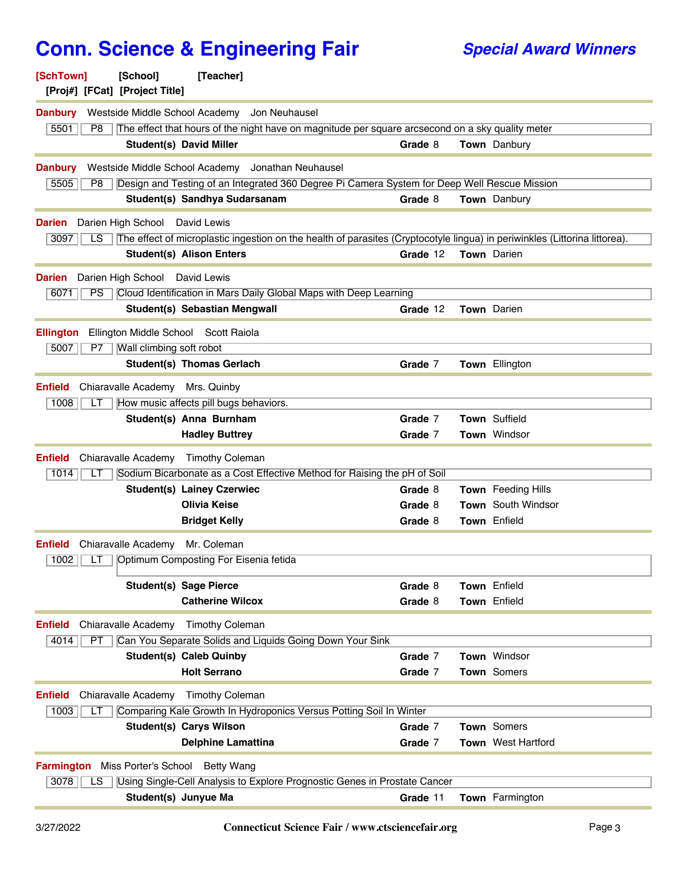# Conn. Science & Engineering Fair

## *Special Award Winners*

**[SchTown]** [School] [Teacher]
[Proj#] [FCat] [Project Title]

---

**Danbury** Westside Middle School Academy Jon Neuhausel

| 5501 | P8 | The effect that hours of the night have on magnitude per square arcsecond on a sky quality meter |
|---|---|---|

**Student(s)** **David Miller** **Grade** 8 **Town** Danbury

---

**Danbury** Westside Middle School Academy Jonathan Neuhausel

| 5505 | P8 | Design and Testing of an Integrated 360 Degree Pi Camera System for Deep Well Rescue Mission |
|---|---|---|

**Student(s)** **Sandhya Sudarsanam** **Grade** 8 **Town** Danbury

---

**Darien** Darien High School David Lewis

| 3097 | LS | The effect of microplastic ingestion on the health of parasites (Cryptocotyle lingua) in periwinkles (Littorina littorea). |
|---|---|---|

**Student(s)** **Alison Enters** **Grade** 12 **Town** Darien

---

**Darien** Darien High School David Lewis

| 6071 | PS | Cloud Identification in Mars Daily Global Maps with Deep Learning |
|---|---|---|

**Student(s)** **Sebastian Mengwall** **Grade** 12 **Town** Darien

---

**Ellington** Ellington Middle School Scott Raiola

| 5007 | P7 | Wall climbing soft robot |
|---|---|---|

**Student(s)** **Thomas Gerlach** **Grade** 7 **Town** Ellington

---

**Enfield** Chiaravalle Academy Mrs. Quinby

| 1008 | LT | How music affects pill bugs behaviors. |
|---|---|---|

| Student(s) | Grade | Town |
|---|---|---|
| **Anna Burnham** | 7 | Suffield |
| **Hadley Buttrey** | 7 | Windsor |

---

**Enfield** Chiaravalle Academy Timothy Coleman

| 1014 | LT | Sodium Bicarbonate as a Cost Effective Method for Raising the pH of Soil |
|---|---|---|

| Student(s) | Grade | Town |
|---|---|---|
| **Lainey Czerwiec** | 8 | Feeding Hills |
| **Olivia Keise** | 8 | South Windsor |
| **Bridget Kelly** | 8 | Enfield |

---

**Enfield** Chiaravalle Academy Mr. Coleman

| 1002 | LT | Optimum Composting For Eisenia fetida |
|---|---|---|

| Student(s) | Grade | Town |
|---|---|---|
| **Sage Pierce** | 8 | Enfield |
| **Catherine Wilcox** | 8 | Enfield |

---

**Enfield** Chiaravalle Academy Timothy Coleman

| 4014 | PT | Can You Separate Solids and Liquids Going Down Your Sink |
|---|---|---|

| Student(s) | Grade | Town |
|---|---|---|
| **Caleb Quinby** | 7 | Windsor |
| **Holt Serrano** | 7 | Somers |

---

**Enfield** Chiaravalle Academy Timothy Coleman

| 1003 | LT | Comparing Kale Growth In Hydroponics Versus Potting Soil In Winter |
|---|---|---|

| Student(s) | Grade | Town |
|---|---|---|
| **Carys Wilson** | 7 | Somers |
| **Delphine Lamattina** | 7 | West Hartford |

---

**Farmington** Miss Porter's School Betty Wang

| 3078 | LS | Using Single-Cell Analysis to Explore Prognostic Genes in Prostate Cancer |
|---|---|---|

**Student(s)** **Junyue Ma** **Grade** 11 **Town** Farmington

---

3/27/2022 Connecticut Science Fair / www.ctsciencefair.org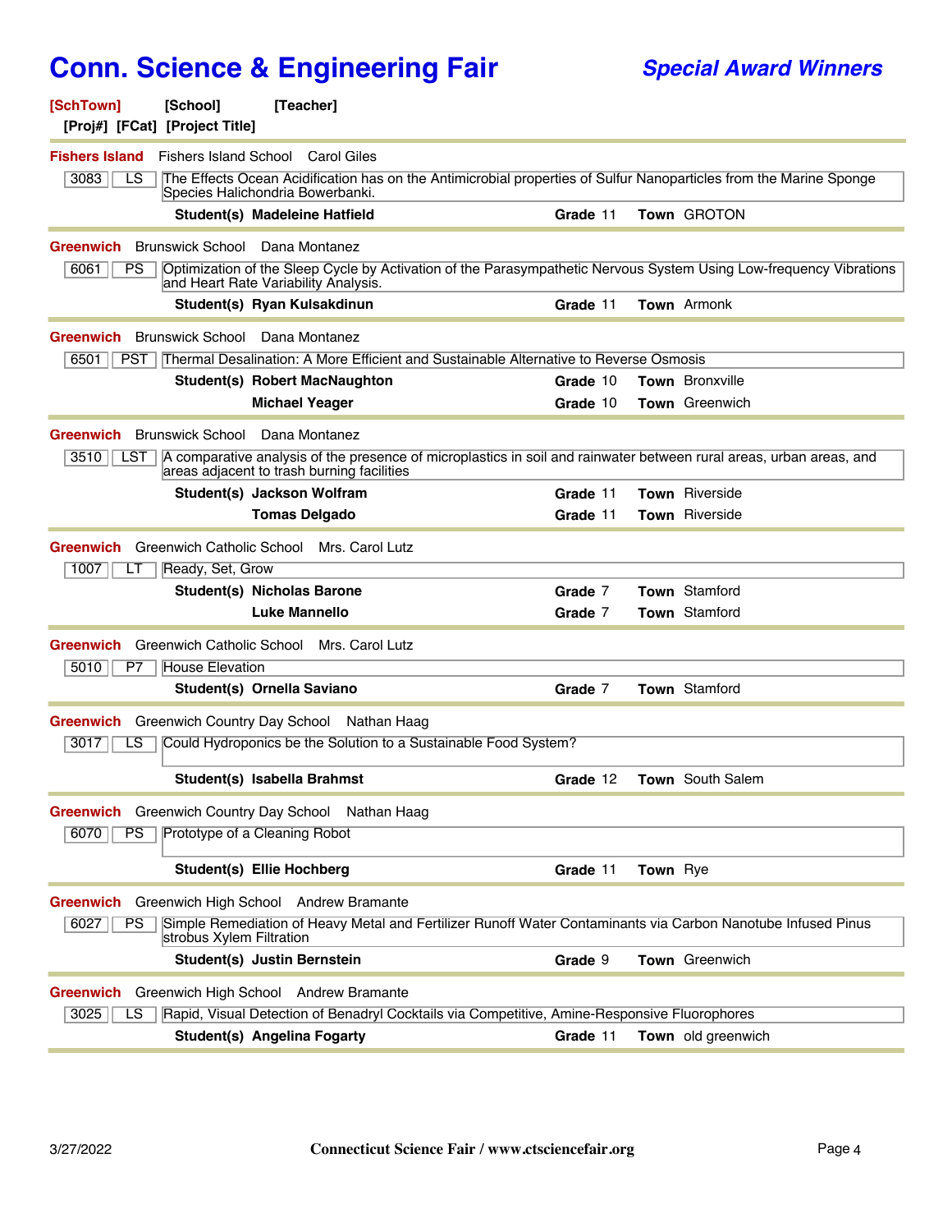# Conn. Science & Engineering Fair

*Special Award Winners*

**[SchTown]** **[School]** **[Teacher]**
**[Proj#]** **[FCat]** **[Project Title]**

---

**Fishers Island** Fishers Island School Carol Giles

| Proj# | FCat | Project Title |
|---|---|---|
| 3083 | LS | The Effects Ocean Acidification has on the Antimicrobial properties of Sulfur Nanoparticles from the Marine Sponge Species Halichondria Bowerbanki. |

| Student(s) | Grade | Town |
|---|---|---|
| **Madeleine Hatfield** | 11 | GROTON |

---

**Greenwich** Brunswick School Dana Montanez

| Proj# | FCat | Project Title |
|---|---|---|
| 6061 | PS | Optimization of the Sleep Cycle by Activation of the Parasympathetic Nervous System Using Low-frequency Vibrations and Heart Rate Variability Analysis. |

| Student(s) | Grade | Town |
|---|---|---|
| **Ryan Kulsakdinun** | 11 | Armonk |

---

**Greenwich** Brunswick School Dana Montanez

| Proj# | FCat | Project Title |
|---|---|---|
| 6501 | PST | Thermal Desalination: A More Efficient and Sustainable Alternative to Reverse Osmosis |

| Student(s) | Grade | Town |
|---|---|---|
| **Robert MacNaughton** | 10 | Bronxville |
| **Michael Yeager** | 10 | Greenwich |

---

**Greenwich** Brunswick School Dana Montanez

| Proj# | FCat | Project Title |
|---|---|---|
| 3510 | LST | A comparative analysis of the presence of microplastics in soil and rainwater between rural areas, urban areas, and areas adjacent to trash burning facilities |

| Student(s) | Grade | Town |
|---|---|---|
| **Jackson Wolfram** | 11 | Riverside |
| **Tomas Delgado** | 11 | Riverside |

---

**Greenwich** Greenwich Catholic School Mrs. Carol Lutz

| Proj# | FCat | Project Title |
|---|---|---|
| 1007 | LT | Ready, Set, Grow |

| Student(s) | Grade | Town |
|---|---|---|
| **Nicholas Barone** | 7 | Stamford |
| **Luke Mannello** | 7 | Stamford |

---

**Greenwich** Greenwich Catholic School Mrs. Carol Lutz

| Proj# | FCat | Project Title |
|---|---|---|
| 5010 | P7 | House Elevation |

| Student(s) | Grade | Town |
|---|---|---|
| **Ornella Saviano** | 7 | Stamford |

---

**Greenwich** Greenwich Country Day School Nathan Haag

| Proj# | FCat | Project Title |
|---|---|---|
| 3017 | LS | Could Hydroponics be the Solution to a Sustainable Food System? |

| Student(s) | Grade | Town |
|---|---|---|
| **Isabella Brahmst** | 12 | South Salem |

---

**Greenwich** Greenwich Country Day School Nathan Haag

| Proj# | FCat | Project Title |
|---|---|---|
| 6070 | PS | Prototype of a Cleaning Robot |

| Student(s) | Grade | Town |
|---|---|---|
| **Ellie Hochberg** | 11 | Rye |

---

**Greenwich** Greenwich High School Andrew Bramante

| Proj# | FCat | Project Title |
|---|---|---|
| 6027 | PS | Simple Remediation of Heavy Metal and Fertilizer Runoff Water Contaminants via Carbon Nanotube Infused Pinus strobus Xylem Filtration |

| Student(s) | Grade | Town |
|---|---|---|
| **Justin Bernstein** | 9 | Greenwich |

---

**Greenwich** Greenwich High School Andrew Bramante

| Proj# | FCat | Project Title |
|---|---|---|
| 3025 | LS | Rapid, Visual Detection of Benadryl Cocktails via Competitive, Amine-Responsive Fluorophores |

| Student(s) | Grade | Town |
|---|---|---|
| **Angelina Fogarty** | 11 | old greenwich |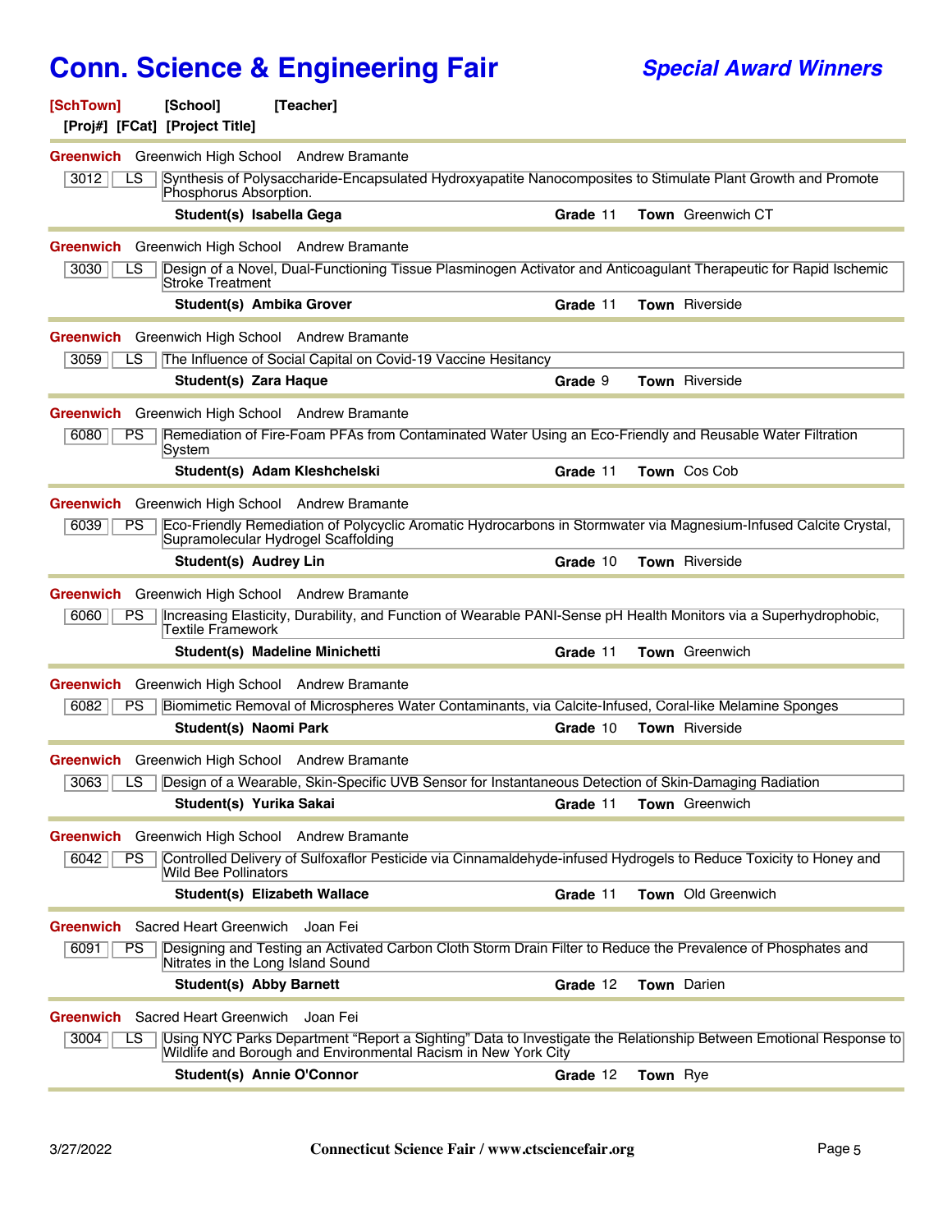# Conn. Science & Engineering Fair

***Special Award Winners***

**[SchTown]** **[School]** **[Teacher]**
**[Proj#]** **[FCat]** **[Project Title]**

---

**Greenwich** Greenwich High School Andrew Bramante

| 3012 | LS | Synthesis of Polysaccharide-Encapsulated Hydroxyapatite Nanocomposites to Stimulate Plant Growth and Promote Phosphorus Absorption. |
|---|---|---|

**Student(s) Isabella Gega** **Grade** 11 **Town** Greenwich CT

---

**Greenwich** Greenwich High School Andrew Bramante

| 3030 | LS | Design of a Novel, Dual-Functioning Tissue Plasminogen Activator and Anticoagulant Therapeutic for Rapid Ischemic Stroke Treatment |
|---|---|---|

**Student(s) Ambika Grover** **Grade** 11 **Town** Riverside

---

**Greenwich** Greenwich High School Andrew Bramante

| 3059 | LS | The Influence of Social Capital on Covid-19 Vaccine Hesitancy |
|---|---|---|

**Student(s) Zara Haque** **Grade** 9 **Town** Riverside

---

**Greenwich** Greenwich High School Andrew Bramante

| 6080 | PS | Remediation of Fire-Foam PFAs from Contaminated Water Using an Eco-Friendly and Reusable Water Filtration System |
|---|---|---|

**Student(s) Adam Kleshchelski** **Grade** 11 **Town** Cos Cob

---

**Greenwich** Greenwich High School Andrew Bramante

| 6039 | PS | Eco-Friendly Remediation of Polycyclic Aromatic Hydrocarbons in Stormwater via Magnesium-Infused Calcite Crystal, Supramolecular Hydrogel Scaffolding |
|---|---|---|

**Student(s) Audrey Lin** **Grade** 10 **Town** Riverside

---

**Greenwich** Greenwich High School Andrew Bramante

| 6060 | PS | Increasing Elasticity, Durability, and Function of Wearable PANI-Sense pH Health Monitors via a Superhydrophobic, Textile Framework |
|---|---|---|

**Student(s) Madeline Minichetti** **Grade** 11 **Town** Greenwich

---

**Greenwich** Greenwich High School Andrew Bramante

| 6082 | PS | Biomimetic Removal of Microspheres Water Contaminants, via Calcite-Infused, Coral-like Melamine Sponges |
|---|---|---|

**Student(s) Naomi Park** **Grade** 10 **Town** Riverside

---

**Greenwich** Greenwich High School Andrew Bramante

| 3063 | LS | Design of a Wearable, Skin-Specific UVB Sensor for Instantaneous Detection of Skin-Damaging Radiation |
|---|---|---|

**Student(s) Yurika Sakai** **Grade** 11 **Town** Greenwich

---

**Greenwich** Greenwich High School Andrew Bramante

| 6042 | PS | Controlled Delivery of Sulfoxaflor Pesticide via Cinnamaldehyde-infused Hydrogels to Reduce Toxicity to Honey and Wild Bee Pollinators |
|---|---|---|

**Student(s) Elizabeth Wallace** **Grade** 11 **Town** Old Greenwich

---

**Greenwich** Sacred Heart Greenwich Joan Fei

| 6091 | PS | Designing and Testing an Activated Carbon Cloth Storm Drain Filter to Reduce the Prevalence of Phosphates and Nitrates in the Long Island Sound |
|---|---|---|

**Student(s) Abby Barnett** **Grade** 12 **Town** Darien

---

**Greenwich** Sacred Heart Greenwich Joan Fei

| 3004 | LS | Using NYC Parks Department “Report a Sighting” Data to Investigate the Relationship Between Emotional Response to Wildlife and Borough and Environmental Racism in New York City |
|---|---|---|

**Student(s) Annie O'Connor** **Grade** 12 **Town** Rye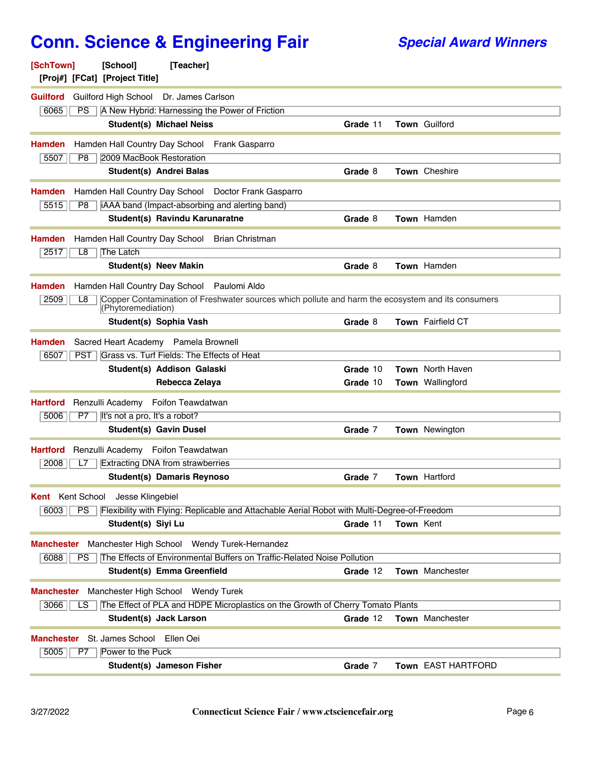# Conn. Science & Engineering Fair

## *Special Award Winners*

**[SchTown]** **[School]** **[Teacher]**
**[Proj#]** **[FCat]** **[Project Title]**

---

**Guilford** Guilford High School Dr. James Carlson

| 6065 | PS | A New Hybrid: Harnessing the Power of Friction |
|---|---|---|

**Student(s)** **Michael Neiss** — **Grade** 11 — **Town** Guilford

---

**Hamden** Hamden Hall Country Day School Frank Gasparro

| 5507 | P8 | 2009 MacBook Restoration |
|---|---|---|

**Student(s)** **Andrei Balas** — **Grade** 8 — **Town** Cheshire

---

**Hamden** Hamden Hall Country Day School Doctor Frank Gasparro

| 5515 | P8 | iAAA band (Impact-absorbing and alerting band) |
|---|---|---|

**Student(s)** **Ravindu Karunaratne** — **Grade** 8 — **Town** Hamden

---

**Hamden** Hamden Hall Country Day School Brian Christman

| 2517 | L8 | The Latch |
|---|---|---|

**Student(s)** **Neev Makin** — **Grade** 8 — **Town** Hamden

---

**Hamden** Hamden Hall Country Day School Paulomi Aldo

| 2509 | L8 | Copper Contamination of Freshwater sources which pollute and harm the ecosystem and its consumers (Phytoremediation) |
|---|---|---|

**Student(s)** **Sophia Vash** — **Grade** 8 — **Town** Fairfield CT

---

**Hamden** Sacred Heart Academy Pamela Brownell

| 6507 | PST | Grass vs. Turf Fields: The Effects of Heat |
|---|---|---|

**Student(s)** **Addison Galaski** — **Grade** 10 — **Town** North Haven
**Rebecca Zelaya** — **Grade** 10 — **Town** Wallingford

---

**Hartford** Renzulli Academy Foifon Teawdatwan

| 5006 | P7 | It's not a pro, It's a robot? |
|---|---|---|

**Student(s)** **Gavin Dusel** — **Grade** 7 — **Town** Newington

---

**Hartford** Renzulli Academy Foifon Teawdatwan

| 2008 | L7 | Extracting DNA from strawberries |
|---|---|---|

**Student(s)** **Damaris Reynoso** — **Grade** 7 — **Town** Hartford

---

**Kent** Kent School Jesse Klingebiel

| 6003 | PS | Flexibility with Flying: Replicable and Attachable Aerial Robot with Multi-Degree-of-Freedom |
|---|---|---|

**Student(s)** **Siyi Lu** — **Grade** 11 — **Town** Kent

---

**Manchester** Manchester High School Wendy Turek-Hernandez

| 6088 | PS | The Effects of Environmental Buffers on Traffic-Related Noise Pollution |
|---|---|---|

**Student(s)** **Emma Greenfield** — **Grade** 12 — **Town** Manchester

---

**Manchester** Manchester High School Wendy Turek

| 3066 | LS | The Effect of PLA and HDPE Microplastics on the Growth of Cherry Tomato Plants |
|---|---|---|

**Student(s)** **Jack Larson** — **Grade** 12 — **Town** Manchester

---

**Manchester** St. James School Ellen Oei

| 5005 | P7 | Power to the Puck |
|---|---|---|

**Student(s)** **Jameson Fisher** — **Grade** 7 — **Town** EAST HARTFORD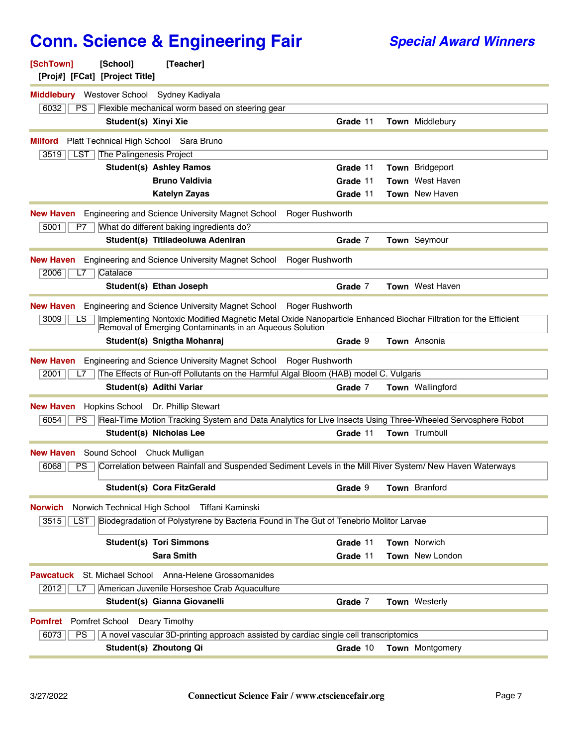# Conn. Science & Engineering Fair

## *Special Award Winners*

**[SchTown]** **[School]** **[Teacher]**
**[Proj#]** **[FCat]** **[Project Title]**

---

**Middlebury** Westover School Sydney Kadiyala

| Proj# | FCat | Project Title |
|---|---|---|
| 6032 | PS | Flexible mechanical worm based on steering gear |

| Student(s) | Grade | Town |
|---|---|---|
| Xinyi Xie | 11 | Middlebury |

---

**Milford** Platt Technical High School Sara Bruno

| Proj# | FCat | Project Title |
|---|---|---|
| 3519 | LST | The Palingenesis Project |

| Student(s) | Grade | Town |
|---|---|---|
| Ashley Ramos | 11 | Bridgeport |
| Bruno Valdivia | 11 | West Haven |
| Katelyn Zayas | 11 | New Haven |

---

**New Haven** Engineering and Science University Magnet School Roger Rushworth

| Proj# | FCat | Project Title |
|---|---|---|
| 5001 | P7 | What do different baking ingredients do? |

| Student(s) | Grade | Town |
|---|---|---|
| Titiladeoluwa Adeniran | 7 | Seymour |

---

**New Haven** Engineering and Science University Magnet School Roger Rushworth

| Proj# | FCat | Project Title |
|---|---|---|
| 2006 | L7 | Catalace |

| Student(s) | Grade | Town |
|---|---|---|
| Ethan Joseph | 7 | West Haven |

---

**New Haven** Engineering and Science University Magnet School Roger Rushworth

| Proj# | FCat | Project Title |
|---|---|---|
| 3009 | LS | Implementing Nontoxic Modified Magnetic Metal Oxide Nanoparticle Enhanced Biochar Filtration for the Efficient Removal of Emerging Contaminants in an Aqueous Solution |

| Student(s) | Grade | Town |
|---|---|---|
| Snigtha Mohanraj | 9 | Ansonia |

---

**New Haven** Engineering and Science University Magnet School Roger Rushworth

| Proj# | FCat | Project Title |
|---|---|---|
| 2001 | L7 | The Effects of Run-off Pollutants on the Harmful Algal Bloom (HAB) model C. Vulgaris |

| Student(s) | Grade | Town |
|---|---|---|
| Adithi Variar | 7 | Wallingford |

---

**New Haven** Hopkins School Dr. Phillip Stewart

| Proj# | FCat | Project Title |
|---|---|---|
| 6054 | PS | Real-Time Motion Tracking System and Data Analytics for Live Insects Using Three-Wheeled Servosphere Robot |

| Student(s) | Grade | Town |
|---|---|---|
| Nicholas Lee | 11 | Trumbull |

---

**New Haven** Sound School Chuck Mulligan

| Proj# | FCat | Project Title |
|---|---|---|
| 6068 | PS | Correlation between Rainfall and Suspended Sediment Levels in the Mill River System/ New Haven Waterways |

| Student(s) | Grade | Town |
|---|---|---|
| Cora FitzGerald | 9 | Branford |

---

**Norwich** Norwich Technical High School Tiffani Kaminski

| Proj# | FCat | Project Title |
|---|---|---|
| 3515 | LST | Biodegradation of Polystyrene by Bacteria Found in The Gut of Tenebrio Molitor Larvae |

| Student(s) | Grade | Town |
|---|---|---|
| Tori Simmons | 11 | Norwich |
| Sara Smith | 11 | New London |

---

**Pawcatuck** St. Michael School Anna-Helene Grossomanides

| Proj# | FCat | Project Title |
|---|---|---|
| 2012 | L7 | American Juvenile Horseshoe Crab Aquaculture |

| Student(s) | Grade | Town |
|---|---|---|
| Gianna Giovanelli | 7 | Westerly |

---

**Pomfret** Pomfret School Deary Timothy

| Proj# | FCat | Project Title |
|---|---|---|
| 6073 | PS | A novel vascular 3D-printing approach assisted by cardiac single cell transcriptomics |

| Student(s) | Grade | Town |
|---|---|---|
| Zhoutong Qi | 10 | Montgomery |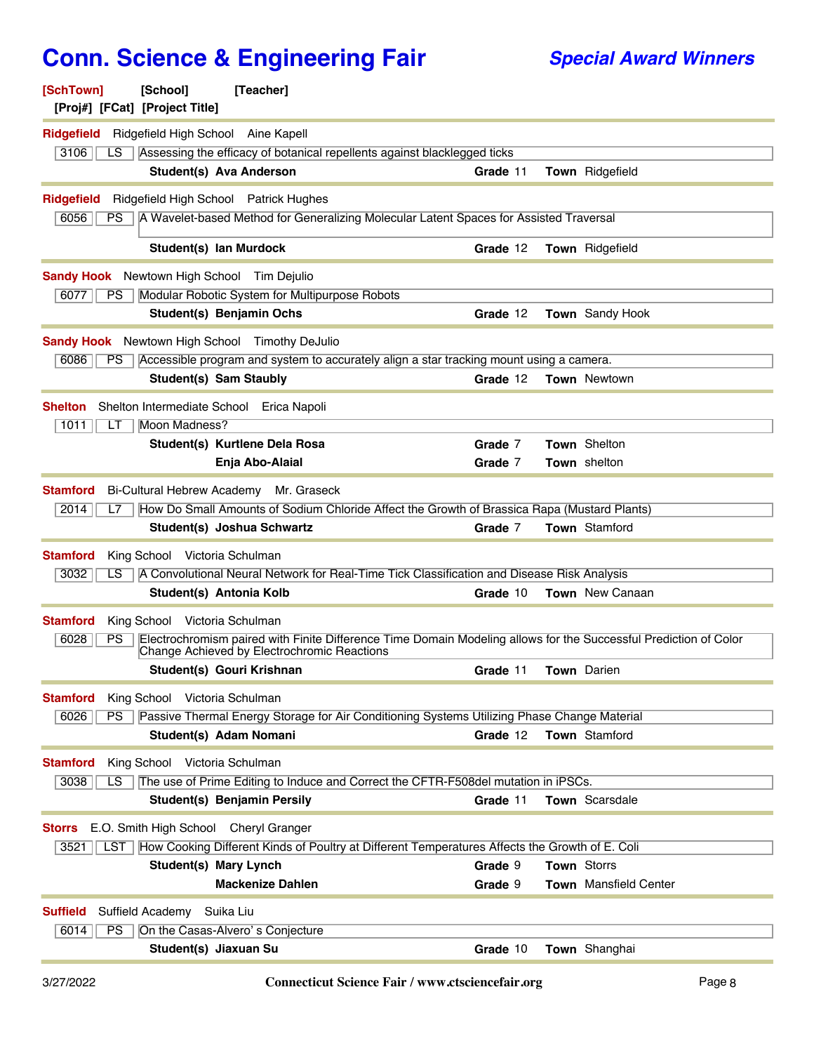# Conn. Science & Engineering Fair

## *Special Award Winners*

**[SchTown]** **[School]** **[Teacher]**
**[Proj#]** **[FCat]** **[Project Title]**

---

**Ridgefield** Ridgefield High School Aine Kapell

| 3106 | LS | Assessing the efficacy of botanical repellents against blacklegged ticks |
|---|---|---|

**Student(s)** **Ava Anderson** — **Grade** 11 — **Town** Ridgefield

---

**Ridgefield** Ridgefield High School Patrick Hughes

| 6056 | PS | A Wavelet-based Method for Generalizing Molecular Latent Spaces for Assisted Traversal |
|---|---|---|

**Student(s)** **Ian Murdock** — **Grade** 12 — **Town** Ridgefield

---

**Sandy Hook** Newtown High School Tim Dejulio

| 6077 | PS | Modular Robotic System for Multipurpose Robots |
|---|---|---|

**Student(s)** **Benjamin Ochs** — **Grade** 12 — **Town** Sandy Hook

---

**Sandy Hook** Newtown High School Timothy DeJulio

| 6086 | PS | Accessible program and system to accurately align a star tracking mount using a camera. |
|---|---|---|

**Student(s)** **Sam Staubly** — **Grade** 12 — **Town** Newtown

---

**Shelton** Shelton Intermediate School Erica Napoli

| 1011 | LT | Moon Madness? |
|---|---|---|

**Student(s)** **Kurtlene Dela Rosa** — **Grade** 7 — **Town** Shelton
**Enja Abo-Alaial** — **Grade** 7 — **Town** shelton

---

**Stamford** Bi-Cultural Hebrew Academy Mr. Graseck

| 2014 | L7 | How Do Small Amounts of Sodium Chloride Affect the Growth of Brassica Rapa (Mustard Plants) |
|---|---|---|

**Student(s)** **Joshua Schwartz** — **Grade** 7 — **Town** Stamford

---

**Stamford** King School Victoria Schulman

| 3032 | LS | A Convolutional Neural Network for Real-Time Tick Classification and Disease Risk Analysis |
|---|---|---|

**Student(s)** **Antonia Kolb** — **Grade** 10 — **Town** New Canaan

---

**Stamford** King School Victoria Schulman

| 6028 | PS | Electrochromism paired with Finite Difference Time Domain Modeling allows for the Successful Prediction of Color Change Achieved by Electrochromic Reactions |
|---|---|---|

**Student(s)** **Gouri Krishnan** — **Grade** 11 — **Town** Darien

---

**Stamford** King School Victoria Schulman

| 6026 | PS | Passive Thermal Energy Storage for Air Conditioning Systems Utilizing Phase Change Material |
|---|---|---|

**Student(s)** **Adam Nomani** — **Grade** 12 — **Town** Stamford

---

**Stamford** King School Victoria Schulman

| 3038 | LS | The use of Prime Editing to Induce and Correct the CFTR-F508del mutation in iPSCs. |
|---|---|---|

**Student(s)** **Benjamin Persily** — **Grade** 11 — **Town** Scarsdale

---

**Storrs** E.O. Smith High School Cheryl Granger

| 3521 | LST | How Cooking Different Kinds of Poultry at Different Temperatures Affects the Growth of E. Coli |
|---|---|---|

**Student(s)** **Mary Lynch** — **Grade** 9 — **Town** Storrs
**Mackenize Dahlen** — **Grade** 9 — **Town** Mansfield Center

---

**Suffield** Suffield Academy Suika Liu

| 6014 | PS | On the Casas-Alvero' s Conjecture |
|---|---|---|

**Student(s)** **Jiaxuan Su** — **Grade** 10 — **Town** Shanghai

---

3/27/2022 Connecticut Science Fair / www.ctsciencefair.org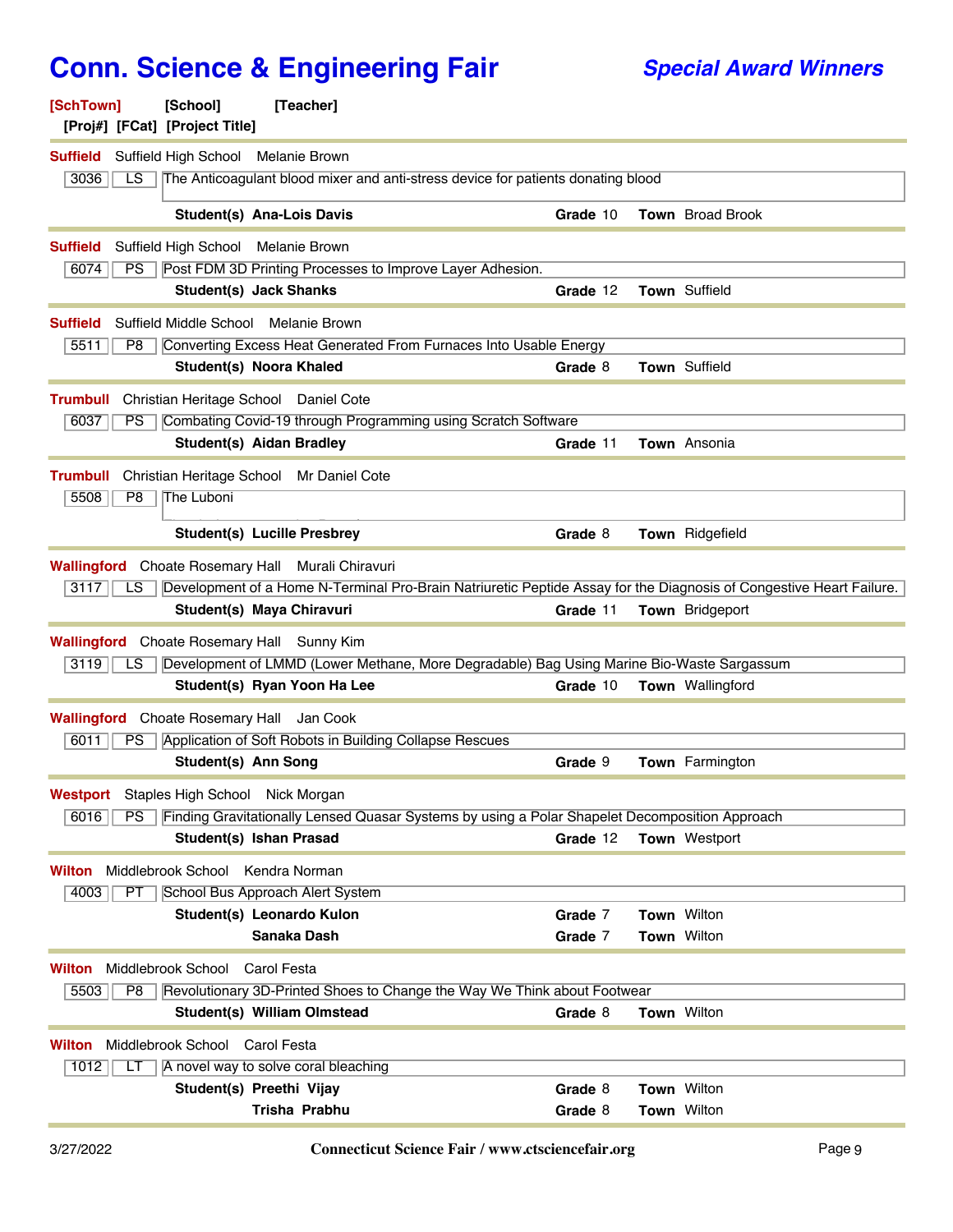# Conn. Science & Engineering Fair

***Special Award Winners***

**[SchTown]** [School] [Teacher]
[Proj#] [FCat] [Project Title]

---

**Suffield** Suffield High School Melanie Brown

3036 | LS | The Anticoagulant blood mixer and anti-stress device for patients donating blood

**Student(s) Ana-Lois Davis** — **Grade** 10 — **Town** Broad Brook

---

**Suffield** Suffield High School Melanie Brown

6074 | PS | Post FDM 3D Printing Processes to Improve Layer Adhesion.

**Student(s) Jack Shanks** — **Grade** 12 — **Town** Suffield

---

**Suffield** Suffield Middle School Melanie Brown

5511 | P8 | Converting Excess Heat Generated From Furnaces Into Usable Energy

**Student(s) Noora Khaled** — **Grade** 8 — **Town** Suffield

---

**Trumbull** Christian Heritage School Daniel Cote

6037 | PS | Combating Covid-19 through Programming using Scratch Software

**Student(s) Aidan Bradley** — **Grade** 11 — **Town** Ansonia

---

**Trumbull** Christian Heritage School Mr Daniel Cote

5508 | P8 | The Luboni

**Student(s) Lucille Presbrey** — **Grade** 8 — **Town** Ridgefield

---

**Wallingford** Choate Rosemary Hall Murali Chiravuri

3117 | LS | Development of a Home N-Terminal Pro-Brain Natriuretic Peptide Assay for the Diagnosis of Congestive Heart Failure.

**Student(s) Maya Chiravuri** — **Grade** 11 — **Town** Bridgeport

---

**Wallingford** Choate Rosemary Hall Sunny Kim

3119 | LS | Development of LMMD (Lower Methane, More Degradable) Bag Using Marine Bio-Waste Sargassum

**Student(s) Ryan Yoon Ha Lee** — **Grade** 10 — **Town** Wallingford

---

**Wallingford** Choate Rosemary Hall Jan Cook

6011 | PS | Application of Soft Robots in Building Collapse Rescues

**Student(s) Ann Song** — **Grade** 9 — **Town** Farmington

---

**Westport** Staples High School Nick Morgan

6016 | PS | Finding Gravitationally Lensed Quasar Systems by using a Polar Shapelet Decomposition Approach

**Student(s) Ishan Prasad** — **Grade** 12 — **Town** Westport

---

**Wilton** Middlebrook School Kendra Norman

4003 | PT | School Bus Approach Alert System

**Student(s) Leonardo Kulon** — **Grade** 7 — **Town** Wilton
**Sanaka Dash** — **Grade** 7 — **Town** Wilton

---

**Wilton** Middlebrook School Carol Festa

5503 | P8 | Revolutionary 3D-Printed Shoes to Change the Way We Think about Footwear

**Student(s) William Olmstead** — **Grade** 8 — **Town** Wilton

---

**Wilton** Middlebrook School Carol Festa

1012 | LT | A novel way to solve coral bleaching

**Student(s) Preethi Vijay** — **Grade** 8 — **Town** Wilton
**Trisha Prabhu** — **Grade** 8 — **Town** Wilton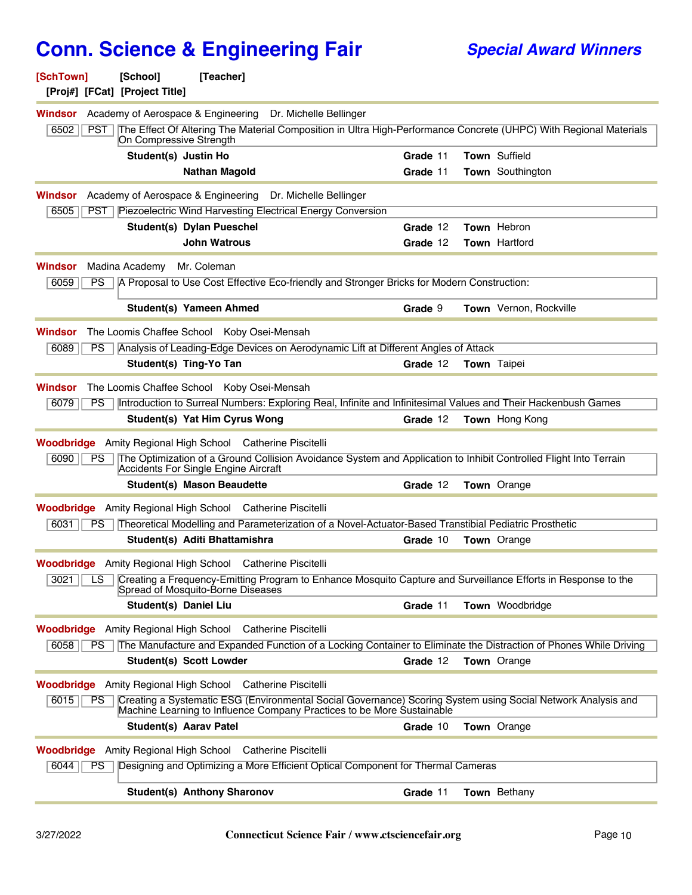# Conn. Science & Engineering Fair

## *Special Award Winners*

**[SchTown]** **[School]** **[Teacher]**
**[Proj#] [FCat] [Project Title]**

---

**Windsor** Academy of Aerospace & Engineering Dr. Michelle Bellinger

| 6502 | PST | The Effect Of Altering The Material Composition in Ultra High-Performance Concrete (UHPC) With Regional Materials On Compressive Strength |
|---|---|---|

| | Grade | Town |
|---|---|---|
| **Student(s) Justin Ho** | 11 | Suffield |
| **Nathan Magold** | 11 | Southington |

---

**Windsor** Academy of Aerospace & Engineering Dr. Michelle Bellinger

| 6505 | PST | Piezoelectric Wind Harvesting Electrical Energy Conversion |
|---|---|---|

| | Grade | Town |
|---|---|---|
| **Student(s) Dylan Pueschel** | 12 | Hebron |
| **John Watrous** | 12 | Hartford |

---

**Windsor** Madina Academy Mr. Coleman

| 6059 | PS | A Proposal to Use Cost Effective Eco-friendly and Stronger Bricks for Modern Construction: |
|---|---|---|

| | Grade | Town |
|---|---|---|
| **Student(s) Yameen Ahmed** | 9 | Vernon, Rockville |

---

**Windsor** The Loomis Chaffee School Koby Osei-Mensah

| 6089 | PS | Analysis of Leading-Edge Devices on Aerodynamic Lift at Different Angles of Attack |
|---|---|---|

| | Grade | Town |
|---|---|---|
| **Student(s) Ting-Yo Tan** | 12 | Taipei |

---

**Windsor** The Loomis Chaffee School Koby Osei-Mensah

| 6079 | PS | Introduction to Surreal Numbers: Exploring Real, Infinite and Infinitesimal Values and Their Hackenbush Games |
|---|---|---|

| | Grade | Town |
|---|---|---|
| **Student(s) Yat Him Cyrus Wong** | 12 | Hong Kong |

---

**Woodbridge** Amity Regional High School Catherine Piscitelli

| 6090 | PS | The Optimization of a Ground Collision Avoidance System and Application to Inhibit Controlled Flight Into Terrain Accidents For Single Engine Aircraft |
|---|---|---|

| | Grade | Town |
|---|---|---|
| **Student(s) Mason Beaudette** | 12 | Orange |

---

**Woodbridge** Amity Regional High School Catherine Piscitelli

| 6031 | PS | Theoretical Modelling and Parameterization of a Novel-Actuator-Based Transtibial Pediatric Prosthetic |
|---|---|---|

| | Grade | Town |
|---|---|---|
| **Student(s) Aditi Bhattamishra** | 10 | Orange |

---

**Woodbridge** Amity Regional High School Catherine Piscitelli

| 3021 | LS | Creating a Frequency-Emitting Program to Enhance Mosquito Capture and Surveillance Efforts in Response to the Spread of Mosquito-Borne Diseases |
|---|---|---|

| | Grade | Town |
|---|---|---|
| **Student(s) Daniel Liu** | 11 | Woodbridge |

---

**Woodbridge** Amity Regional High School Catherine Piscitelli

| 6058 | PS | The Manufacture and Expanded Function of a Locking Container to Eliminate the Distraction of Phones While Driving |
|---|---|---|

| | Grade | Town |
|---|---|---|
| **Student(s) Scott Lowder** | 12 | Orange |

---

**Woodbridge** Amity Regional High School Catherine Piscitelli

| 6015 | PS | Creating a Systematic ESG (Environmental Social Governance) Scoring System using Social Network Analysis and Machine Learning to Influence Company Practices to be More Sustainable |
|---|---|---|

| | Grade | Town |
|---|---|---|
| **Student(s) Aarav Patel** | 10 | Orange |

---

**Woodbridge** Amity Regional High School Catherine Piscitelli

| 6044 | PS | Designing and Optimizing a More Efficient Optical Component for Thermal Cameras |
|---|---|---|

| | Grade | Town |
|---|---|---|
| **Student(s) Anthony Sharonov** | 11 | Bethany |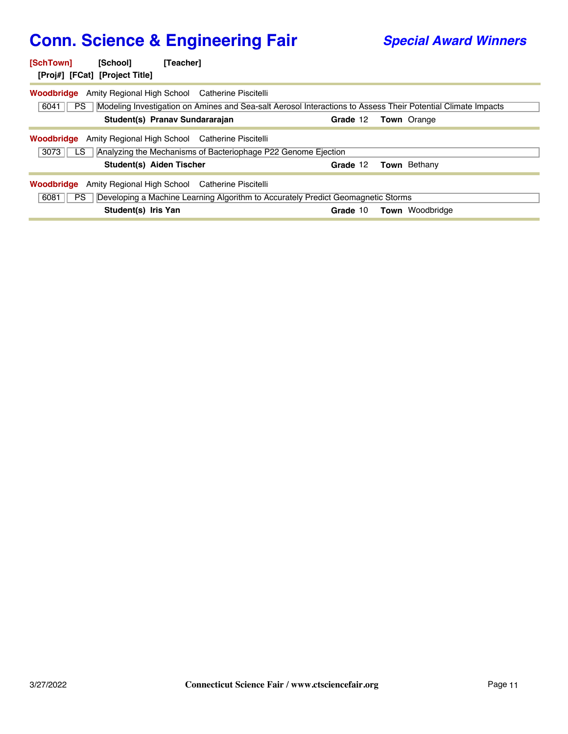# Conn. Science & Engineering Fair

## *Special Award Winners*

**[SchTown]** **[School]** **[Teacher]**
**[Proj#]** **[FCat]** **[Project Title]**

---

**Woodbridge** Amity Regional High School Catherine Piscitelli

| 6041 | PS | Modeling Investigation on Amines and Sea-salt Aerosol Interactions to Assess Their Potential Climate Impacts |
|---|---|---|

**Student(s) Pranav Sundararajan** **Grade** 12 **Town** Orange

---

**Woodbridge** Amity Regional High School Catherine Piscitelli

| 3073 | LS | Analyzing the Mechanisms of Bacteriophage P22 Genome Ejection |
|---|---|---|

**Student(s) Aiden Tischer** **Grade** 12 **Town** Bethany

---

**Woodbridge** Amity Regional High School Catherine Piscitelli

| 6081 | PS | Developing a Machine Learning Algorithm to Accurately Predict Geomagnetic Storms |
|---|---|---|

**Student(s) Iris Yan** **Grade** 10 **Town** Woodbridge